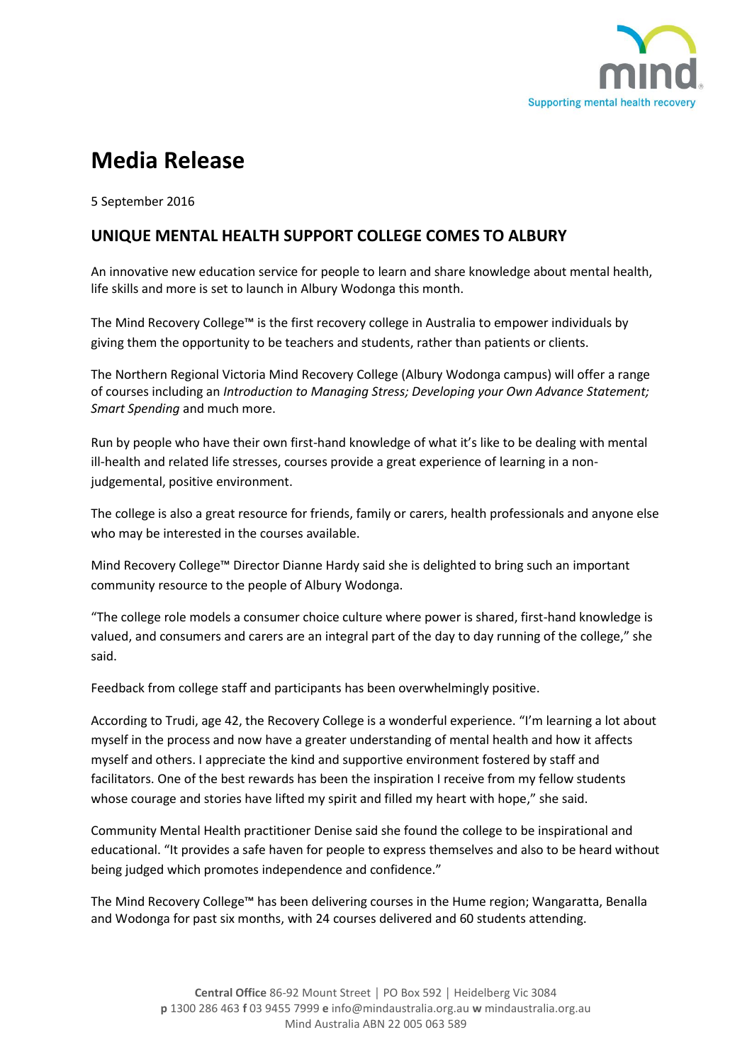# Media Release

5 September 2016

## UNIQUE MENTAL HEALTH SUPPORT COLLEGE COMES TO ALBURY

An innovative new education service for people to learn and share knowledge about mental health, life skills and more is set to launch in Albury Wodonga this month.

The Mind Recovery College™ is the first recovery college in Australia to empower individuals by giving them the opportunity to be teachers and students, rather than patients or clients.

The Northern Regional Victoria Mind Recovery College (Albury Wodonga campus) will offer a range of courses including an *Introduction to Managing Stress; Developing your Own Advance Statement; Smart Spending* and much more.

Run by people who have their own first-hand knowledge of what it's like to be dealing with mental ill-health and related life stresses, courses provide a great experience of learning in a non-judgemental, positive environment.

The college is also a great resource for friends, family or carers, health professionals and anyone else who may be interested in the courses available.

Mind Recovery College™ Director Dianne Hardy said she is delighted to bring such an important community resource to the people of Albury Wodonga.

"The college role models a consumer choice culture where power is shared, first-hand knowledge is valued, and consumers and carers are an integral part of the day to day running of the college," she said.

Feedback from college staff and participants has been overwhelmingly positive.

According to Trudi, age 42, the Recovery College is a wonderful experience. "I'm learning a lot about myself in the process and now have a greater understanding of mental health and how it affects myself and others. I appreciate the kind and supportive environment fostered by staff and facilitators. One of the best rewards has been the inspiration I receive from my fellow students whose courage and stories have lifted my spirit and filled my heart with hope," she said.

Community Mental Health practitioner Denise said she found the college to be inspirational and educational. "It provides a safe haven for people to express themselves and also to be heard without being judged which promotes independence and confidence."

The Mind Recovery College™ has been delivering courses in the Hume region; Wangaratta, Benalla and Wodonga for past six months, with 24 courses delivered and 60 students attending.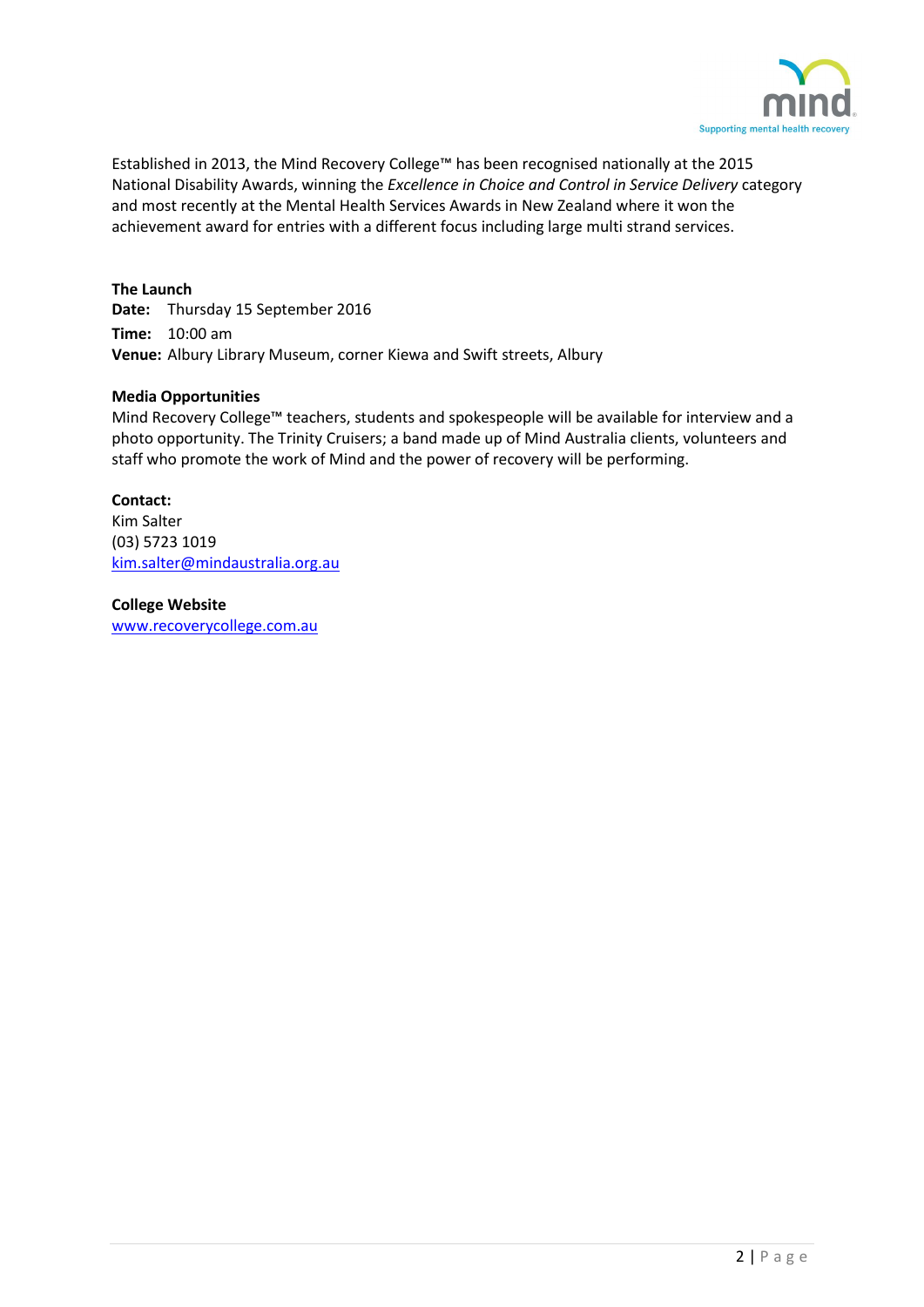Established in 2013, the Mind Recovery College™ has been recognised nationally at the 2015 National Disability Awards, winning the *Excellence in Choice and Control in Service Delivery* category and most recently at the Mental Health Services Awards in New Zealand where it won the achievement award for entries with a different focus including large multi strand services.

**The Launch**
**Date:** Thursday 15 September 2016
**Time:** 10:00 am
**Venue:** Albury Library Museum, corner Kiewa and Swift streets, Albury

**Media Opportunities**
Mind Recovery College™ teachers, students and spokespeople will be available for interview and a photo opportunity. The Trinity Cruisers; a band made up of Mind Australia clients, volunteers and staff who promote the work of Mind and the power of recovery will be performing.

**Contact:**
Kim Salter
(03) 5723 1019
kim.salter@mindaustralia.org.au

**College Website**
www.recoverycollege.com.au